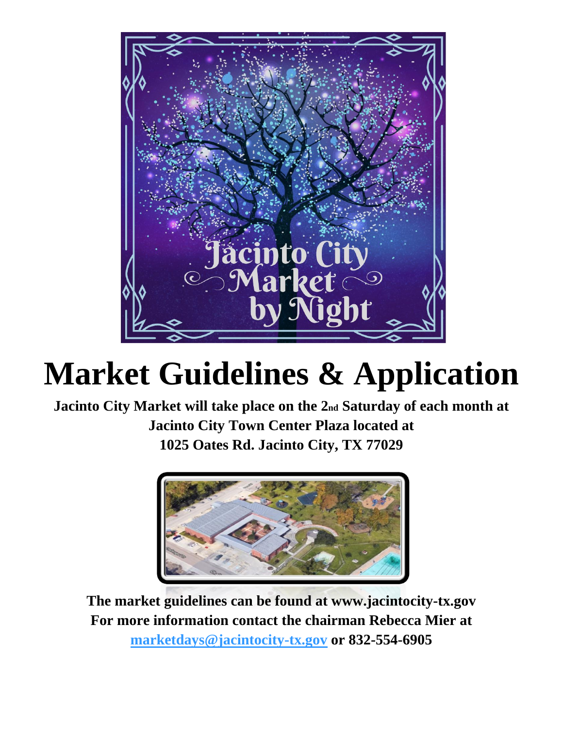# Market Guidelines & Application

**Jacinto City Market will take place on the 2nd Saturday of each month at Jacinto City Town Center Plaza located at 1025 Oates Rd. Jacinto City, TX 77029**

**The market guidelines can be found at www.jacintocity-tx.gov**
**For more information contact the chairman Rebecca Mier at marketdays@jacintocity-tx.gov or 832-554-6905**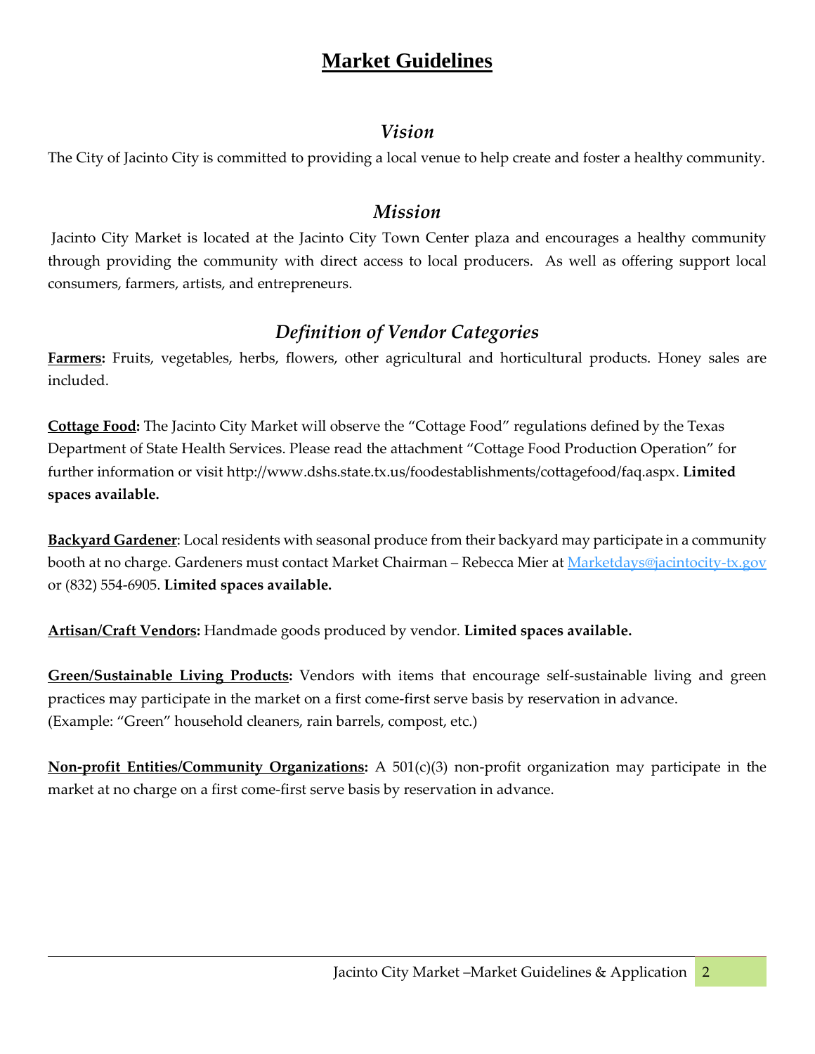# Market Guidelines

## *Vision*

The City of Jacinto City is committed to providing a local venue to help create and foster a healthy community.

## *Mission*

Jacinto City Market is located at the Jacinto City Town Center plaza and encourages a healthy community through providing the community with direct access to local producers. As well as offering support local consumers, farmers, artists, and entrepreneurs.

## *Definition of Vendor Categories*

**Farmers:** Fruits, vegetables, herbs, flowers, other agricultural and horticultural products. Honey sales are included.

**Cottage Food:** The Jacinto City Market will observe the "Cottage Food" regulations defined by the Texas Department of State Health Services. Please read the attachment "Cottage Food Production Operation" for further information or visit http://www.dshs.state.tx.us/foodestablishments/cottagefood/faq.aspx. **Limited spaces available.**

**Backyard Gardener**: Local residents with seasonal produce from their backyard may participate in a community booth at no charge. Gardeners must contact Market Chairman – Rebecca Mier at Marketdays@jacintocity-tx.gov or (832) 554-6905. **Limited spaces available.**

**Artisan/Craft Vendors:** Handmade goods produced by vendor. **Limited spaces available.**

**Green/Sustainable Living Products:** Vendors with items that encourage self-sustainable living and green practices may participate in the market on a first come-first serve basis by reservation in advance.
(Example: "Green" household cleaners, rain barrels, compost, etc.)

**Non-profit Entities/Community Organizations:** A 501(c)(3) non-profit organization may participate in the market at no charge on a first come-first serve basis by reservation in advance.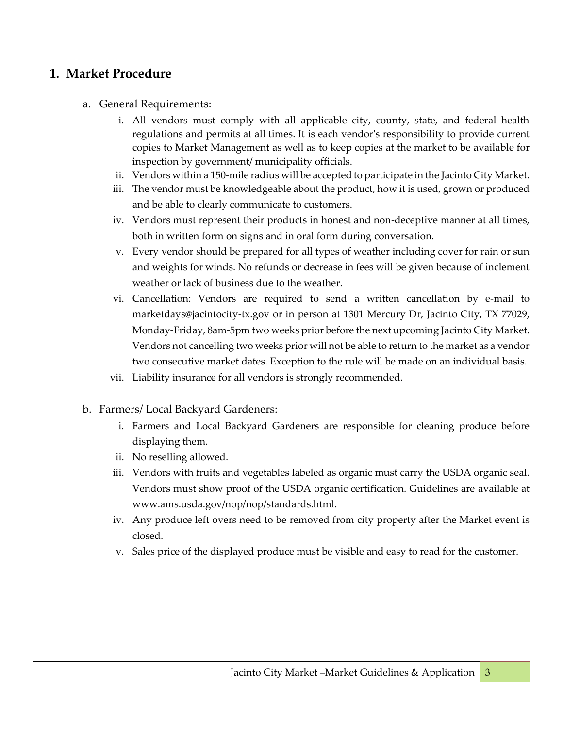## 1. Market Procedure

a. General Requirements:

   i. All vendors must comply with all applicable city, county, state, and federal health regulations and permits at all times. It is each vendor's responsibility to provide current copies to Market Management as well as to keep copies at the market to be available for inspection by government/ municipality officials.

   ii. Vendors within a 150-mile radius will be accepted to participate in the Jacinto City Market.

   iii. The vendor must be knowledgeable about the product, how it is used, grown or produced and be able to clearly communicate to customers.

   iv. Vendors must represent their products in honest and non-deceptive manner at all times, both in written form on signs and in oral form during conversation.

   v. Every vendor should be prepared for all types of weather including cover for rain or sun and weights for winds. No refunds or decrease in fees will be given because of inclement weather or lack of business due to the weather.

   vi. Cancellation: Vendors are required to send a written cancellation by e-mail to marketdays@jacintocity-tx.gov or in person at 1301 Mercury Dr, Jacinto City, TX 77029, Monday-Friday, 8am-5pm two weeks prior before the next upcoming Jacinto City Market. Vendors not cancelling two weeks prior will not be able to return to the market as a vendor two consecutive market dates. Exception to the rule will be made on an individual basis.

   vii. Liability insurance for all vendors is strongly recommended.

b. Farmers/ Local Backyard Gardeners:

   i. Farmers and Local Backyard Gardeners are responsible for cleaning produce before displaying them.

   ii. No reselling allowed.

   iii. Vendors with fruits and vegetables labeled as organic must carry the USDA organic seal. Vendors must show proof of the USDA organic certification. Guidelines are available at www.ams.usda.gov/nop/nop/standards.html.

   iv. Any produce left overs need to be removed from city property after the Market event is closed.

   v. Sales price of the displayed produce must be visible and easy to read for the customer.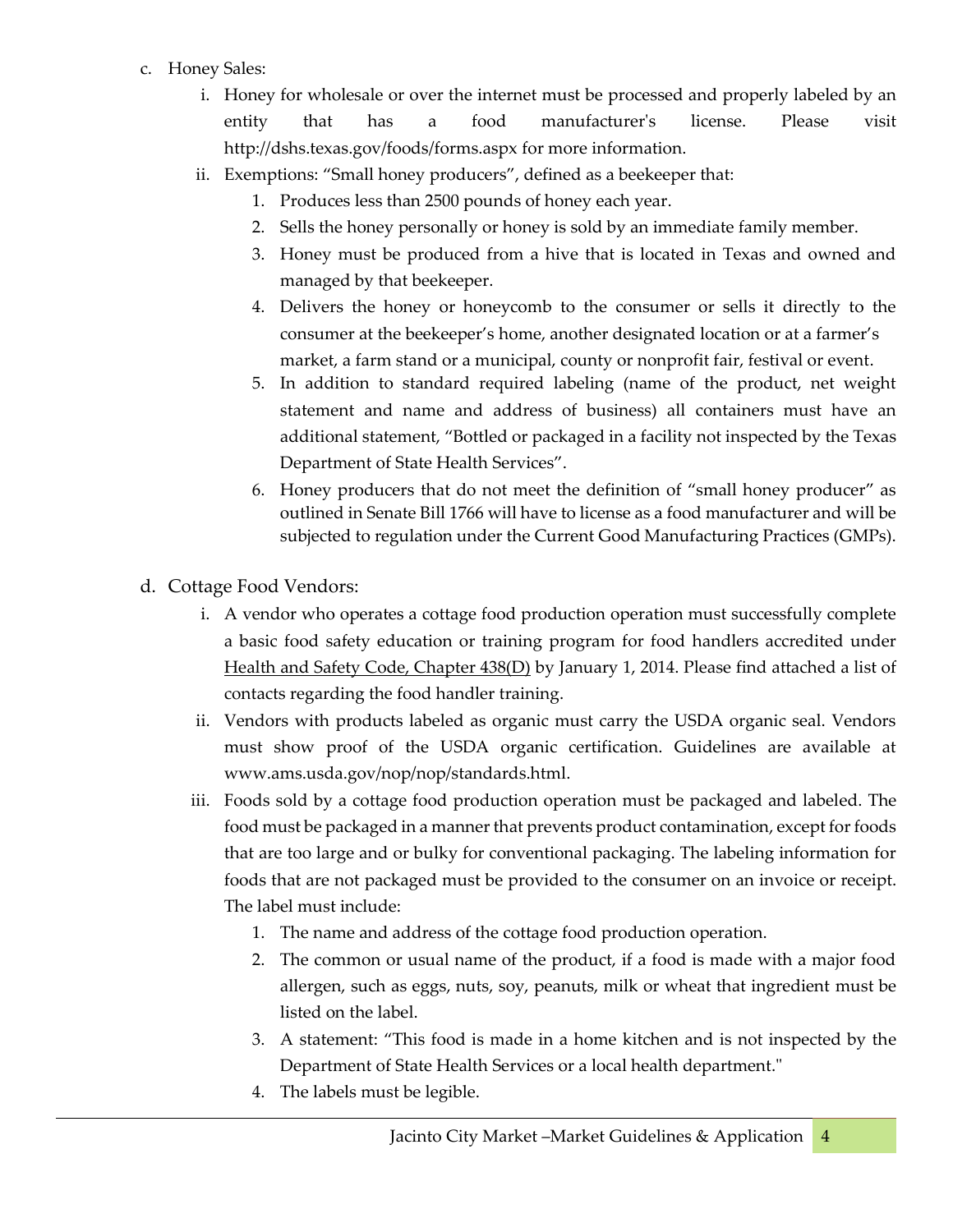c. Honey Sales:

   i. Honey for wholesale or over the internet must be processed and properly labeled by an entity that has a food manufacturer's license. Please visit http://dshs.texas.gov/foods/forms.aspx for more information.

   ii. Exemptions: "Small honey producers", defined as a beekeeper that:

      1. Produces less than 2500 pounds of honey each year.
      2. Sells the honey personally or honey is sold by an immediate family member.
      3. Honey must be produced from a hive that is located in Texas and owned and managed by that beekeeper.
      4. Delivers the honey or honeycomb to the consumer or sells it directly to the consumer at the beekeeper's home, another designated location or at a farmer's market, a farm stand or a municipal, county or nonprofit fair, festival or event.
      5. In addition to standard required labeling (name of the product, net weight statement and name and address of business) all containers must have an additional statement, "Bottled or packaged in a facility not inspected by the Texas Department of State Health Services".
      6. Honey producers that do not meet the definition of "small honey producer" as outlined in Senate Bill 1766 will have to license as a food manufacturer and will be subjected to regulation under the Current Good Manufacturing Practices (GMPs).

d. Cottage Food Vendors:

   i. A vendor who operates a cottage food production operation must successfully complete a basic food safety education or training program for food handlers accredited under Health and Safety Code, Chapter 438(D) by January 1, 2014. Please find attached a list of contacts regarding the food handler training.

   ii. Vendors with products labeled as organic must carry the USDA organic seal. Vendors must show proof of the USDA organic certification. Guidelines are available at www.ams.usda.gov/nop/nop/standards.html.

   iii. Foods sold by a cottage food production operation must be packaged and labeled. The food must be packaged in a manner that prevents product contamination, except for foods that are too large and or bulky for conventional packaging. The labeling information for foods that are not packaged must be provided to the consumer on an invoice or receipt. The label must include:

      1. The name and address of the cottage food production operation.
      2. The common or usual name of the product, if a food is made with a major food allergen, such as eggs, nuts, soy, peanuts, milk or wheat that ingredient must be listed on the label.
      3. A statement: "This food is made in a home kitchen and is not inspected by the Department of State Health Services or a local health department."
      4. The labels must be legible.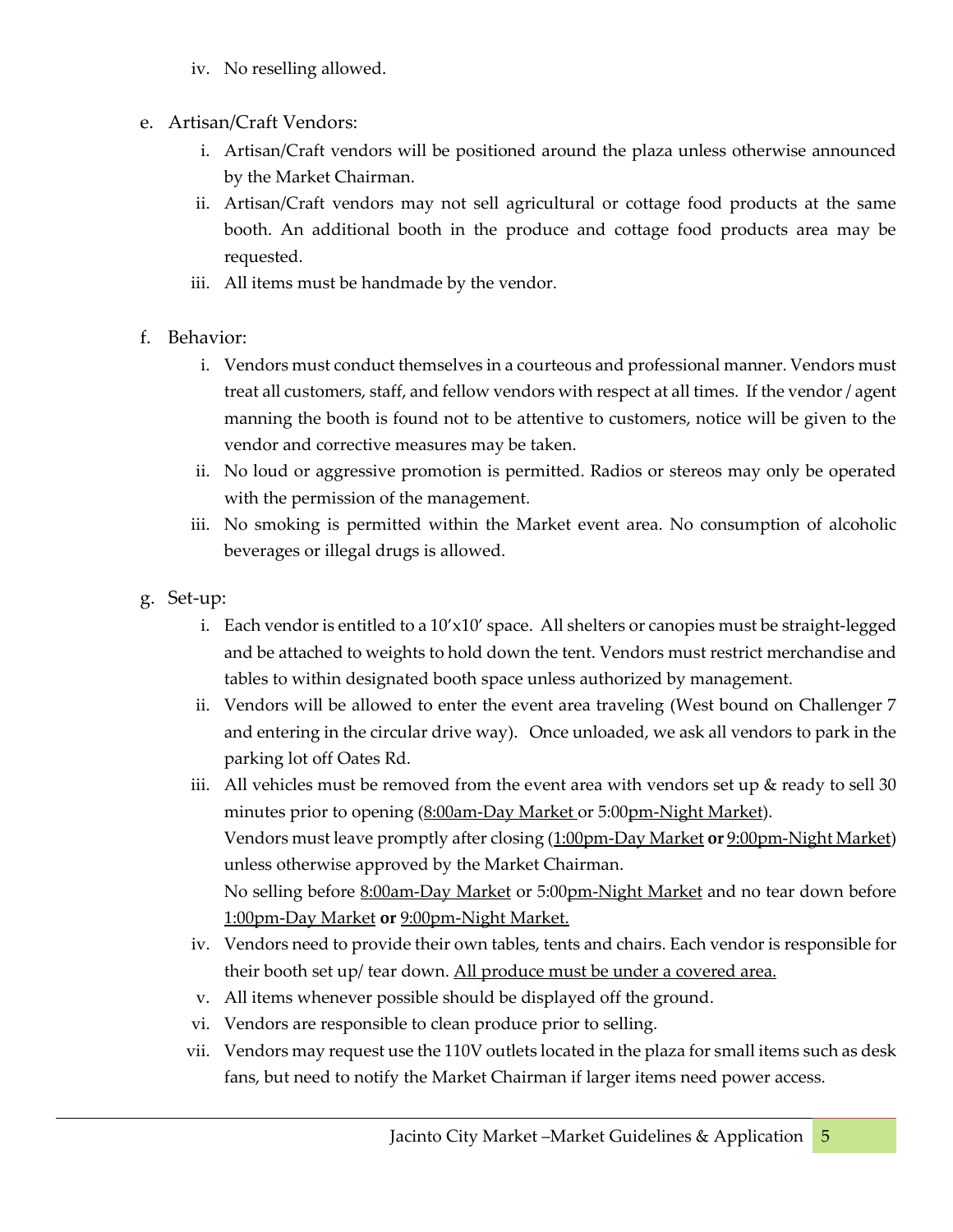iv. No reselling allowed.

e. Artisan/Craft Vendors:

   i. Artisan/Craft vendors will be positioned around the plaza unless otherwise announced by the Market Chairman.

   ii. Artisan/Craft vendors may not sell agricultural or cottage food products at the same booth. An additional booth in the produce and cottage food products area may be requested.

   iii. All items must be handmade by the vendor.

f. Behavior:

   i. Vendors must conduct themselves in a courteous and professional manner. Vendors must treat all customers, staff, and fellow vendors with respect at all times. If the vendor / agent manning the booth is found not to be attentive to customers, notice will be given to the vendor and corrective measures may be taken.

   ii. No loud or aggressive promotion is permitted. Radios or stereos may only be operated with the permission of the management.

   iii. No smoking is permitted within the Market event area. No consumption of alcoholic beverages or illegal drugs is allowed.

g. Set-up:

   i. Each vendor is entitled to a 10'x10' space. All shelters or canopies must be straight-legged and be attached to weights to hold down the tent. Vendors must restrict merchandise and tables to within designated booth space unless authorized by management.

   ii. Vendors will be allowed to enter the event area traveling (West bound on Challenger 7 and entering in the circular drive way). Once unloaded, we ask all vendors to park in the parking lot off Oates Rd.

   iii. All vehicles must be removed from the event area with vendors set up & ready to sell 30 minutes prior to opening (<u>8:00am-Day Market</u> or 5:00<u>pm-Night Market</u>).
   Vendors must leave promptly after closing (<u>1:00pm-Day Market</u> **or** <u>9:00pm-Night Market</u>) unless otherwise approved by the Market Chairman.
   No selling before <u>8:00am-Day Market</u> or 5:00<u>pm-Night Market</u> and no tear down before <u>1:00pm-Day Market</u> **or** <u>9:00pm-Night Market.</u>

   iv. Vendors need to provide their own tables, tents and chairs. Each vendor is responsible for their booth set up/ tear down. <u>All produce must be under a covered area.</u>

   v. All items whenever possible should be displayed off the ground.

   vi. Vendors are responsible to clean produce prior to selling.

   vii. Vendors may request use the 110V outlets located in the plaza for small items such as desk fans, but need to notify the Market Chairman if larger items need power access.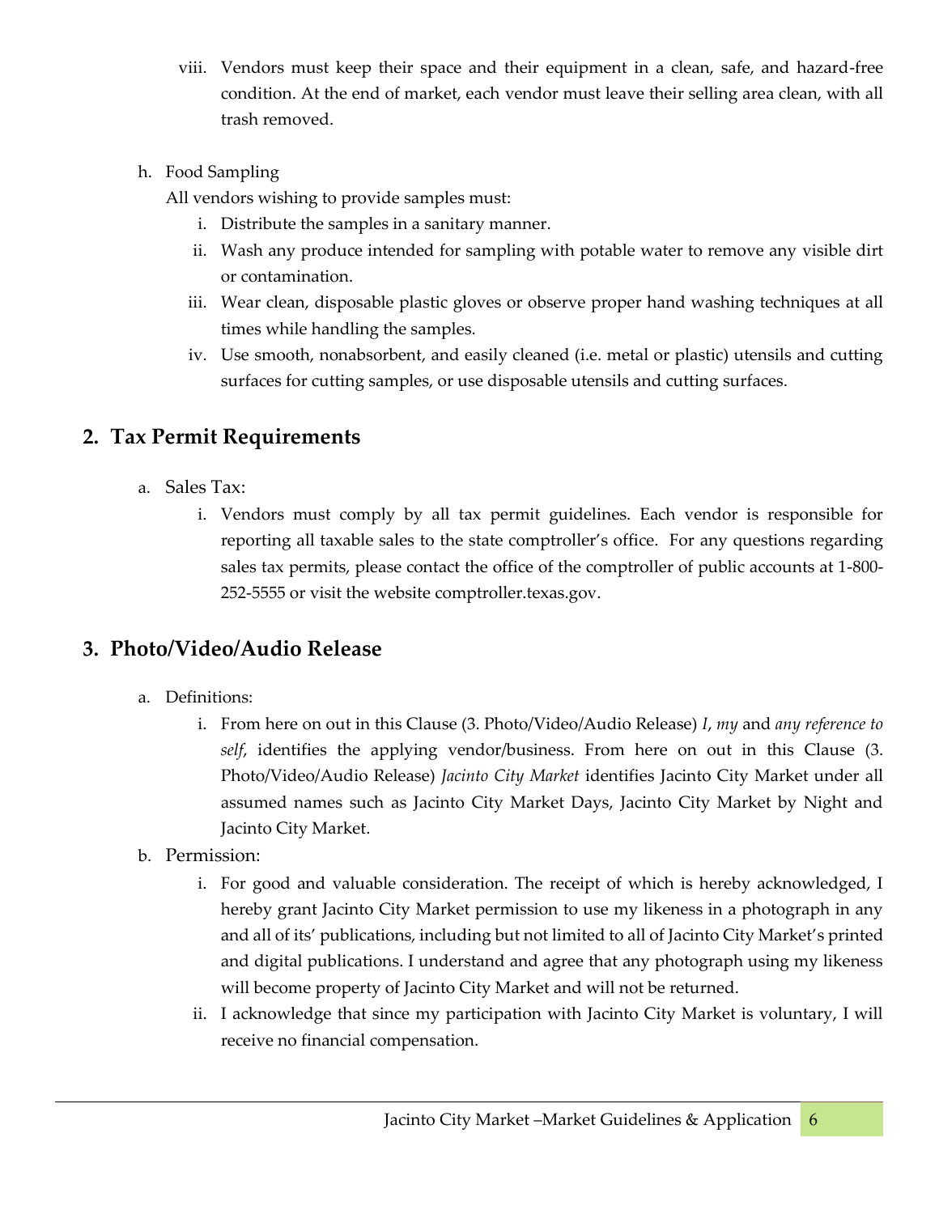viii. Vendors must keep their space and their equipment in a clean, safe, and hazard-free condition. At the end of market, each vendor must leave their selling area clean, with all trash removed.

h. Food Sampling

All vendors wishing to provide samples must:

i. Distribute the samples in a sanitary manner.

ii. Wash any produce intended for sampling with potable water to remove any visible dirt or contamination.

iii. Wear clean, disposable plastic gloves or observe proper hand washing techniques at all times while handling the samples.

iv. Use smooth, nonabsorbent, and easily cleaned (i.e. metal or plastic) utensils and cutting surfaces for cutting samples, or use disposable utensils and cutting surfaces.

## 2. Tax Permit Requirements

a. Sales Tax:

i. Vendors must comply by all tax permit guidelines. Each vendor is responsible for reporting all taxable sales to the state comptroller's office. For any questions regarding sales tax permits, please contact the office of the comptroller of public accounts at 1-800-252-5555 or visit the website comptroller.texas.gov.

## 3. Photo/Video/Audio Release

a. Definitions:

i. From here on out in this Clause (3. Photo/Video/Audio Release) *I*, *my* and *any reference to self*, identifies the applying vendor/business. From here on out in this Clause (3. Photo/Video/Audio Release) *Jacinto City Market* identifies Jacinto City Market under all assumed names such as Jacinto City Market Days, Jacinto City Market by Night and Jacinto City Market.

b. Permission:

i. For good and valuable consideration. The receipt of which is hereby acknowledged, I hereby grant Jacinto City Market permission to use my likeness in a photograph in any and all of its' publications, including but not limited to all of Jacinto City Market's printed and digital publications. I understand and agree that any photograph using my likeness will become property of Jacinto City Market and will not be returned.

ii. I acknowledge that since my participation with Jacinto City Market is voluntary, I will receive no financial compensation.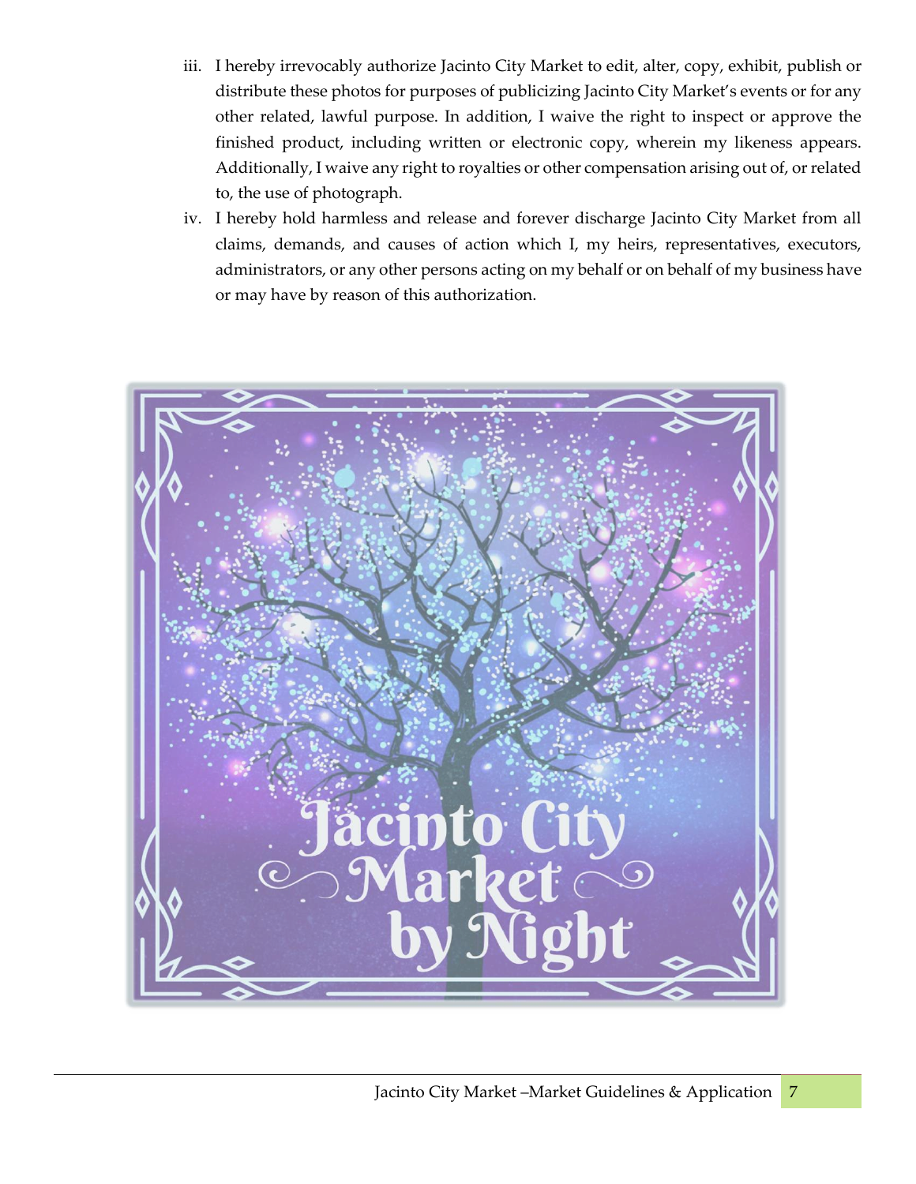iii. I hereby irrevocably authorize Jacinto City Market to edit, alter, copy, exhibit, publish or distribute these photos for purposes of publicizing Jacinto City Market's events or for any other related, lawful purpose. In addition, I waive the right to inspect or approve the finished product, including written or electronic copy, wherein my likeness appears. Additionally, I waive any right to royalties or other compensation arising out of, or related to, the use of photograph.

iv. I hereby hold harmless and release and forever discharge Jacinto City Market from all claims, demands, and causes of action which I, my heirs, representatives, executors, administrators, or any other persons acting on my behalf or on behalf of my business have or may have by reason of this authorization.

Jacinto City Market by Night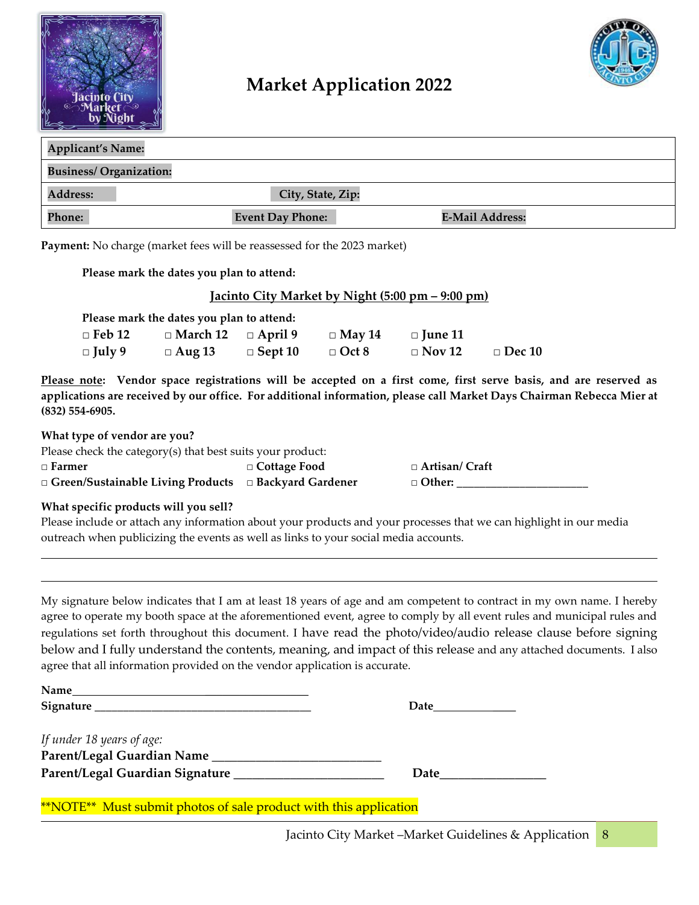# Market Application 2022

| | | |
|---|---|---|
| **Applicant's Name:** | | |
| **Business/ Organization:** | | |
| **Address:** | **City, State, Zip:** | |
| **Phone:** | **Event Day Phone:** | **E-Mail Address:** |

**Payment:** No charge (market fees will be reassessed for the 2023 market)

**Please mark the dates you plan to attend:**

**Jacinto City Market by Night (5:00 pm – 9:00 pm)**

**Please mark the dates you plan to attend:**

| | | | | | |
|---|---|---|---|---|---|
| □ **Feb 12** | □ **March 12** | □ **April 9** | □ **May 14** | □ **June 11** | |
| □ **July 9** | □ **Aug 13** | □ **Sept 10** | □ **Oct 8** | □ **Nov 12** | □ **Dec 10** |

**Please note: Vendor space registrations will be accepted on a first come, first serve basis, and are reserved as applications are received by our office. For additional information, please call Market Days Chairman Rebecca Mier at (832) 554-6905.**

**What type of vendor are you?**

Please check the category(s) that best suits your product:

| | | |
|---|---|---|
| □ **Farmer** | □ **Cottage Food** | □ **Artisan/ Craft** |
| □ **Green/Sustainable Living Products** | □ **Backyard Gardener** | □ **Other:** _______________________ |

**What specific products will you sell?**

Please include or attach any information about your products and your processes that we can highlight in our media outreach when publicizing the events as well as links to your social media accounts.

_______________________________________________________________________________

_______________________________________________________________________________

My signature below indicates that I am at least 18 years of age and am competent to contract in my own name. I hereby agree to operate my booth space at the aforementioned event, agree to comply by all event rules and municipal rules and regulations set forth throughout this document. I have read the photo/video/audio release clause before signing below and I fully understand the contents, meaning, and impact of this release and any attached documents. I also agree that all information provided on the vendor application is accurate.

**Name**_________________________________________

**Signature** ______________________________________ **Date**______________

*If under 18 years of age:*

**Parent/Legal Guardian Name** ___________________________

**Parent/Legal Guardian Signature** ________________________ **Date**_________________

**NOTE** Must submit photos of sale product with this application